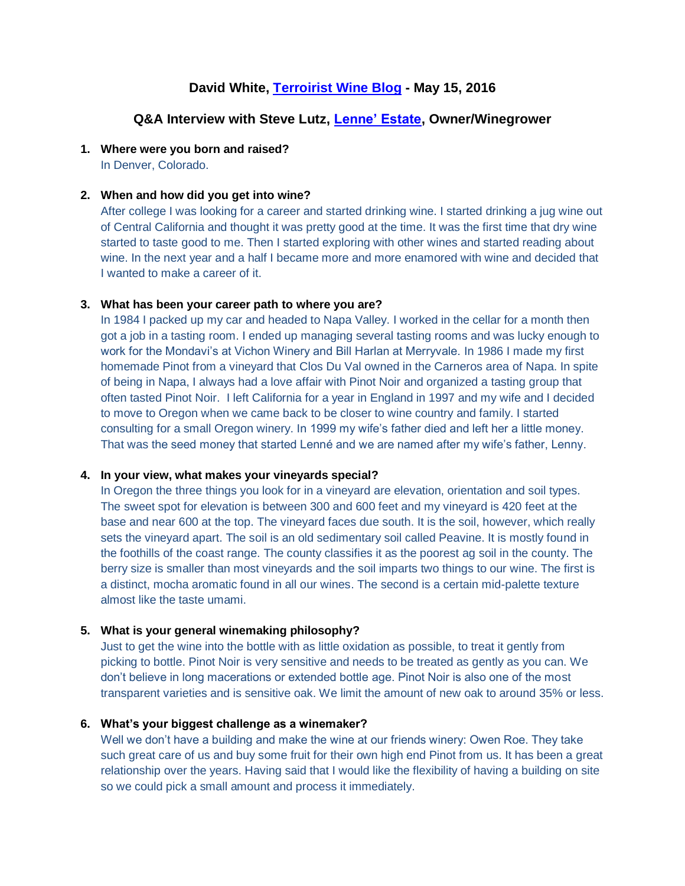# David White, [Terroirist Wine Blog] - May 15, 2016

## Q&A Interview with Steve Lutz, [Lenne' Estate], Owner/Winegrower

1. **Where were you born and raised?**
   In Denver, Colorado.

2. **When and how did you get into wine?**
   After college I was looking for a career and started drinking wine. I started drinking a jug wine out of Central California and thought it was pretty good at the time. It was the first time that dry wine started to taste good to me. Then I started exploring with other wines and started reading about wine. In the next year and a half I became more and more enamored with wine and decided that I wanted to make a career of it.

3. **What has been your career path to where you are?**
   In 1984 I packed up my car and headed to Napa Valley. I worked in the cellar for a month then got a job in a tasting room. I ended up managing several tasting rooms and was lucky enough to work for the Mondavi's at Vichon Winery and Bill Harlan at Merryvale. In 1986 I made my first homemade Pinot from a vineyard that Clos Du Val owned in the Carneros area of Napa. In spite of being in Napa, I always had a love affair with Pinot Noir and organized a tasting group that often tasted Pinot Noir. I left California for a year in England in 1997 and my wife and I decided to move to Oregon when we came back to be closer to wine country and family. I started consulting for a small Oregon winery. In 1999 my wife's father died and left her a little money. That was the seed money that started Lenné and we are named after my wife's father, Lenny.

4. **In your view, what makes your vineyards special?**
   In Oregon the three things you look for in a vineyard are elevation, orientation and soil types. The sweet spot for elevation is between 300 and 600 feet and my vineyard is 420 feet at the base and near 600 at the top. The vineyard faces due south. It is the soil, however, which really sets the vineyard apart. The soil is an old sedimentary soil called Peavine. It is mostly found in the foothills of the coast range. The county classifies it as the poorest ag soil in the county. The berry size is smaller than most vineyards and the soil imparts two things to our wine. The first is a distinct, mocha aromatic found in all our wines. The second is a certain mid-palette texture almost like the taste umami.

5. **What is your general winemaking philosophy?**
   Just to get the wine into the bottle with as little oxidation as possible, to treat it gently from picking to bottle. Pinot Noir is very sensitive and needs to be treated as gently as you can. We don't believe in long macerations or extended bottle age. Pinot Noir is also one of the most transparent varieties and is sensitive oak. We limit the amount of new oak to around 35% or less.

6. **What's your biggest challenge as a winemaker?**
   Well we don't have a building and make the wine at our friends winery: Owen Roe. They take such great care of us and buy some fruit for their own high end Pinot from us. It has been a great relationship over the years. Having said that I would like the flexibility of having a building on site so we could pick a small amount and process it immediately.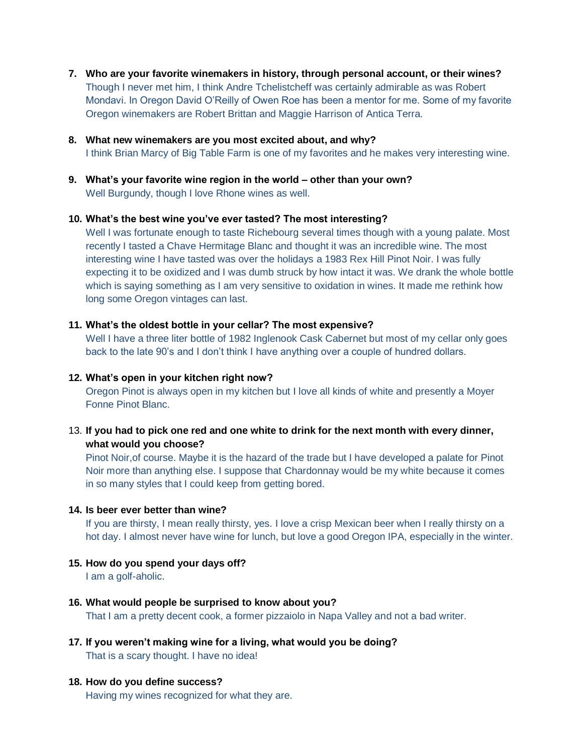7. **Who are your favorite winemakers in history, through personal account, or their wines?**
   Though I never met him, I think Andre Tchelistcheff was certainly admirable as was Robert Mondavi. In Oregon David O'Reilly of Owen Roe has been a mentor for me. Some of my favorite Oregon winemakers are Robert Brittan and Maggie Harrison of Antica Terra.

8. **What new winemakers are you most excited about, and why?**
   I think Brian Marcy of Big Table Farm is one of my favorites and he makes very interesting wine.

9. **What's your favorite wine region in the world – other than your own?**
   Well Burgundy, though I love Rhone wines as well.

10. **What's the best wine you've ever tasted? The most interesting?**
    Well I was fortunate enough to taste Richebourg several times though with a young palate. Most recently I tasted a Chave Hermitage Blanc and thought it was an incredible wine. The most interesting wine I have tasted was over the holidays a 1983 Rex Hill Pinot Noir. I was fully expecting it to be oxidized and I was dumb struck by how intact it was. We drank the whole bottle which is saying something as I am very sensitive to oxidation in wines. It made me rethink how long some Oregon vintages can last.

11. **What's the oldest bottle in your cellar? The most expensive?**
    Well I have a three liter bottle of 1982 Inglenook Cask Cabernet but most of my cellar only goes back to the late 90's and I don't think I have anything over a couple of hundred dollars.

12. **What's open in your kitchen right now?**
    Oregon Pinot is always open in my kitchen but I love all kinds of white and presently a Moyer Fonne Pinot Blanc.

13. **If you had to pick one red and one white to drink for the next month with every dinner, what would you choose?**
    Pinot Noir,of course. Maybe it is the hazard of the trade but I have developed a palate for Pinot Noir more than anything else. I suppose that Chardonnay would be my white because it comes in so many styles that I could keep from getting bored.

14. **Is beer ever better than wine?**
    If you are thirsty, I mean really thirsty, yes. I love a crisp Mexican beer when I really thirsty on a hot day. I almost never have wine for lunch, but love a good Oregon IPA, especially in the winter.

15. **How do you spend your days off?**
    I am a golf-aholic.

16. **What would people be surprised to know about you?**
    That I am a pretty decent cook, a former pizzaiolo in Napa Valley and not a bad writer.

17. **If you weren't making wine for a living, what would you be doing?**
    That is a scary thought. I have no idea!

18. **How do you define success?**
    Having my wines recognized for what they are.